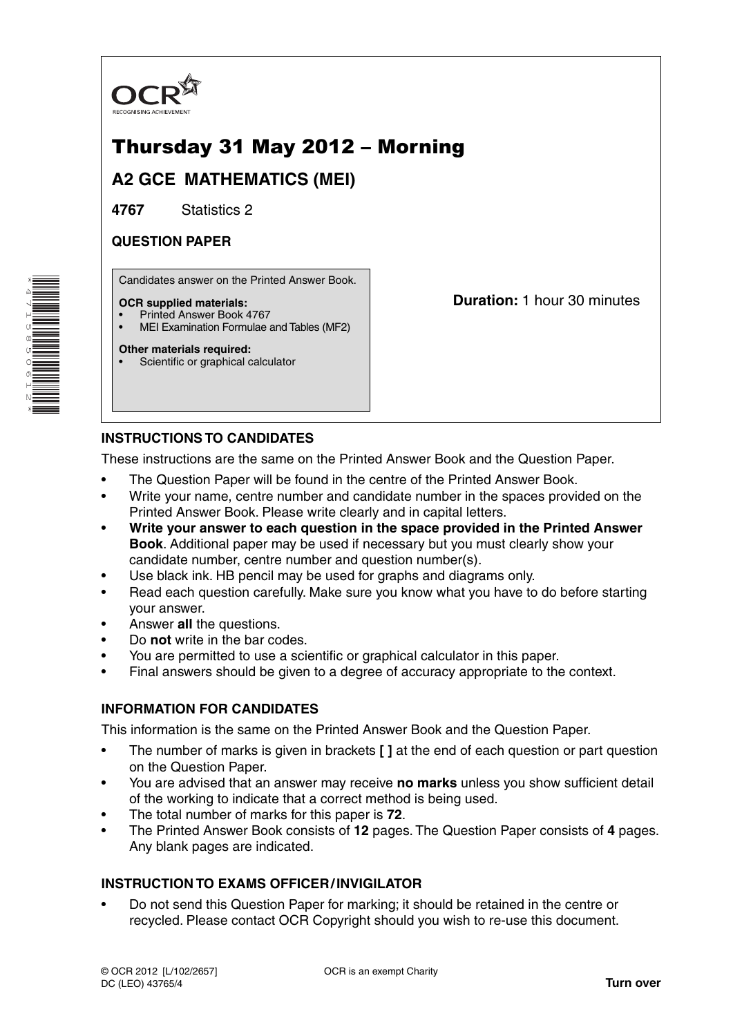OCR

RECOGNISING ACHIEVEMENT

# Thursday 31 May 2012 – Morning

## A2 GCE MATHEMATICS (MEI)

**4767** Statistics 2

**QUESTION PAPER**

Candidates answer on the Printed Answer Book.

**OCR supplied materials:**
- Printed Answer Book 4767
- MEI Examination Formulae and Tables (MF2)

**Other materials required:**
- Scientific or graphical calculator

**Duration:** 1 hour 30 minutes

### INSTRUCTIONS TO CANDIDATES

These instructions are the same on the Printed Answer Book and the Question Paper.

- The Question Paper will be found in the centre of the Printed Answer Book.
- Write your name, centre number and candidate number in the spaces provided on the Printed Answer Book. Please write clearly and in capital letters.
- **Write your answer to each question in the space provided in the Printed Answer Book**. Additional paper may be used if necessary but you must clearly show your candidate number, centre number and question number(s).
- Use black ink. HB pencil may be used for graphs and diagrams only.
- Read each question carefully. Make sure you know what you have to do before starting your answer.
- Answer **all** the questions.
- Do **not** write in the bar codes.
- You are permitted to use a scientific or graphical calculator in this paper.
- Final answers should be given to a degree of accuracy appropriate to the context.

### INFORMATION FOR CANDIDATES

This information is the same on the Printed Answer Book and the Question Paper.

- The number of marks is given in brackets **[ ]** at the end of each question or part question on the Question Paper.
- You are advised that an answer may receive **no marks** unless you show sufficient detail of the working to indicate that a correct method is being used.
- The total number of marks for this paper is **72**.
- The Printed Answer Book consists of **12** pages. The Question Paper consists of **4** pages. Any blank pages are indicated.

### INSTRUCTION TO EXAMS OFFICER / INVIGILATOR

- Do not send this Question Paper for marking; it should be retained in the centre or recycled. Please contact OCR Copyright should you wish to re-use this document.

© OCR 2012 [L/102/2657]
DC (LEO) 43765/4

OCR is an exempt Charity

**Turn over**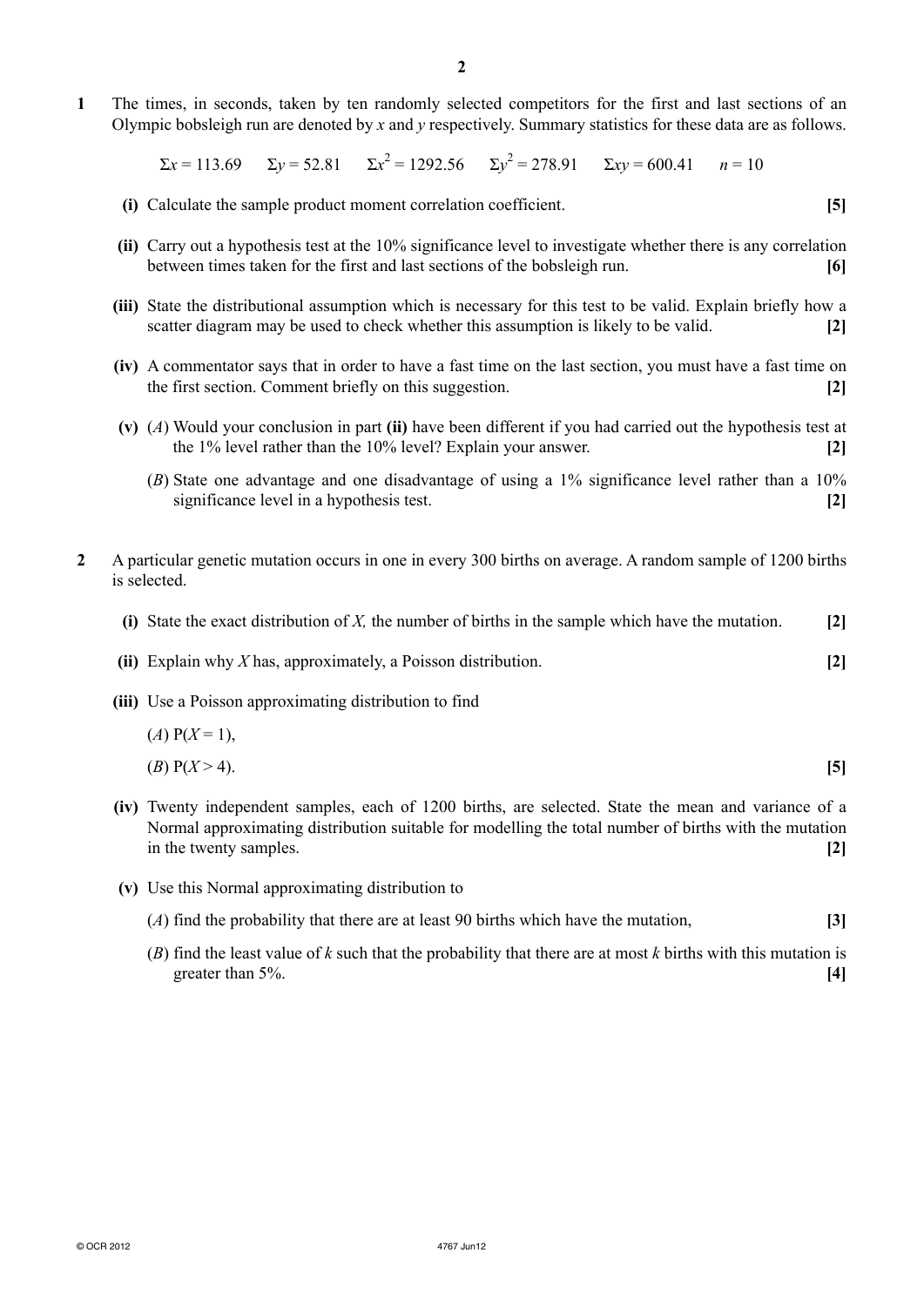**1** The times, in seconds, taken by ten randomly selected competitors for the first and last sections of an Olympic bobsleigh run are denoted by $x$ and $y$ respectively. Summary statistics for these data are as follows.

$$\Sigma x = 113.69 \qquad \Sigma y = 52.81 \qquad \Sigma x^2 = 1292.56 \qquad \Sigma y^2 = 278.91 \qquad \Sigma xy = 600.41 \qquad n = 10$$

**(i)** Calculate the sample product moment correlation coefficient. **[5]**

**(ii)** Carry out a hypothesis test at the 10% significance level to investigate whether there is any correlation between times taken for the first and last sections of the bobsleigh run. **[6]**

**(iii)** State the distributional assumption which is necessary for this test to be valid. Explain briefly how a scatter diagram may be used to check whether this assumption is likely to be valid. **[2]**

**(iv)** A commentator says that in order to have a fast time on the last section, you must have a fast time on the first section. Comment briefly on this suggestion. **[2]**

**(v)** (*A*) Would your conclusion in part **(ii)** have been different if you had carried out the hypothesis test at the 1% level rather than the 10% level? Explain your answer. **[2]**

(*B*) State one advantage and one disadvantage of using a 1% significance level rather than a 10% significance level in a hypothesis test. **[2]**

**2** A particular genetic mutation occurs in one in every 300 births on average. A random sample of 1200 births is selected.

**(i)** State the exact distribution of $X$, the number of births in the sample which have the mutation. **[2]**

**(ii)** Explain why $X$ has, approximately, a Poisson distribution. **[2]**

**(iii)** Use a Poisson approximating distribution to find

(*A*) $\mathrm{P}(X = 1)$,

(*B*) $\mathrm{P}(X > 4)$. **[5]**

**(iv)** Twenty independent samples, each of 1200 births, are selected. State the mean and variance of a Normal approximating distribution suitable for modelling the total number of births with the mutation in the twenty samples. **[2]**

**(v)** Use this Normal approximating distribution to

(*A*) find the probability that there are at least 90 births which have the mutation, **[3]**

(*B*) find the least value of $k$ such that the probability that there are at most $k$ births with this mutation is greater than 5%. **[4]**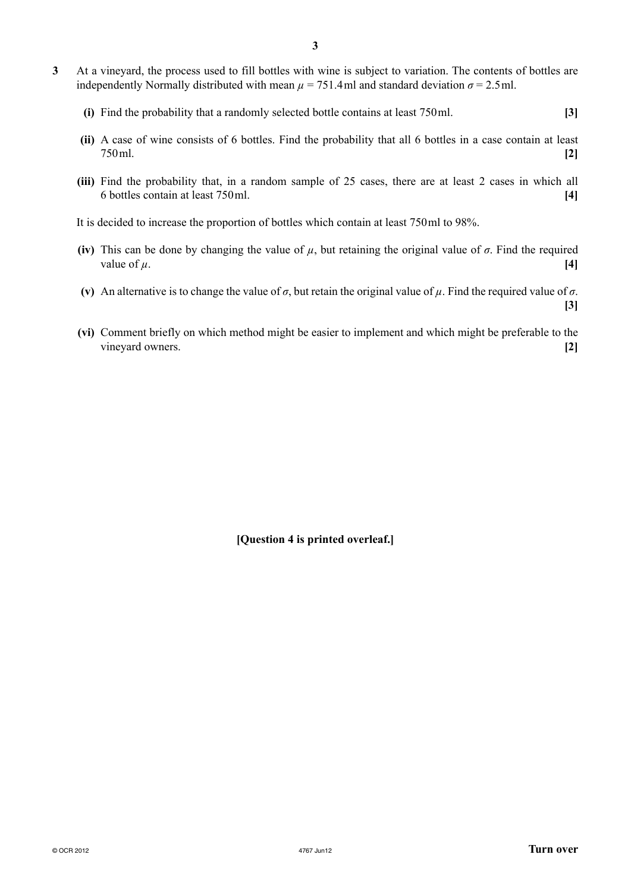**3** At a vineyard, the process used to fill bottles with wine is subject to variation. The contents of bottles are independently Normally distributed with mean $\mu = 751.4$ ml and standard deviation $\sigma = 2.5$ ml.

**(i)** Find the probability that a randomly selected bottle contains at least 750 ml. **[3]**

**(ii)** A case of wine consists of 6 bottles. Find the probability that all 6 bottles in a case contain at least 750 ml. **[2]**

**(iii)** Find the probability that, in a random sample of 25 cases, there are at least 2 cases in which all 6 bottles contain at least 750 ml. **[4]**

It is decided to increase the proportion of bottles which contain at least 750 ml to 98%.

**(iv)** This can be done by changing the value of $\mu$, but retaining the original value of $\sigma$. Find the required value of $\mu$. **[4]**

**(v)** An alternative is to change the value of $\sigma$, but retain the original value of $\mu$. Find the required value of $\sigma$. **[3]**

**(vi)** Comment briefly on which method might be easier to implement and which might be preferable to the vineyard owners. **[2]**

**[Question 4 is printed overleaf.]**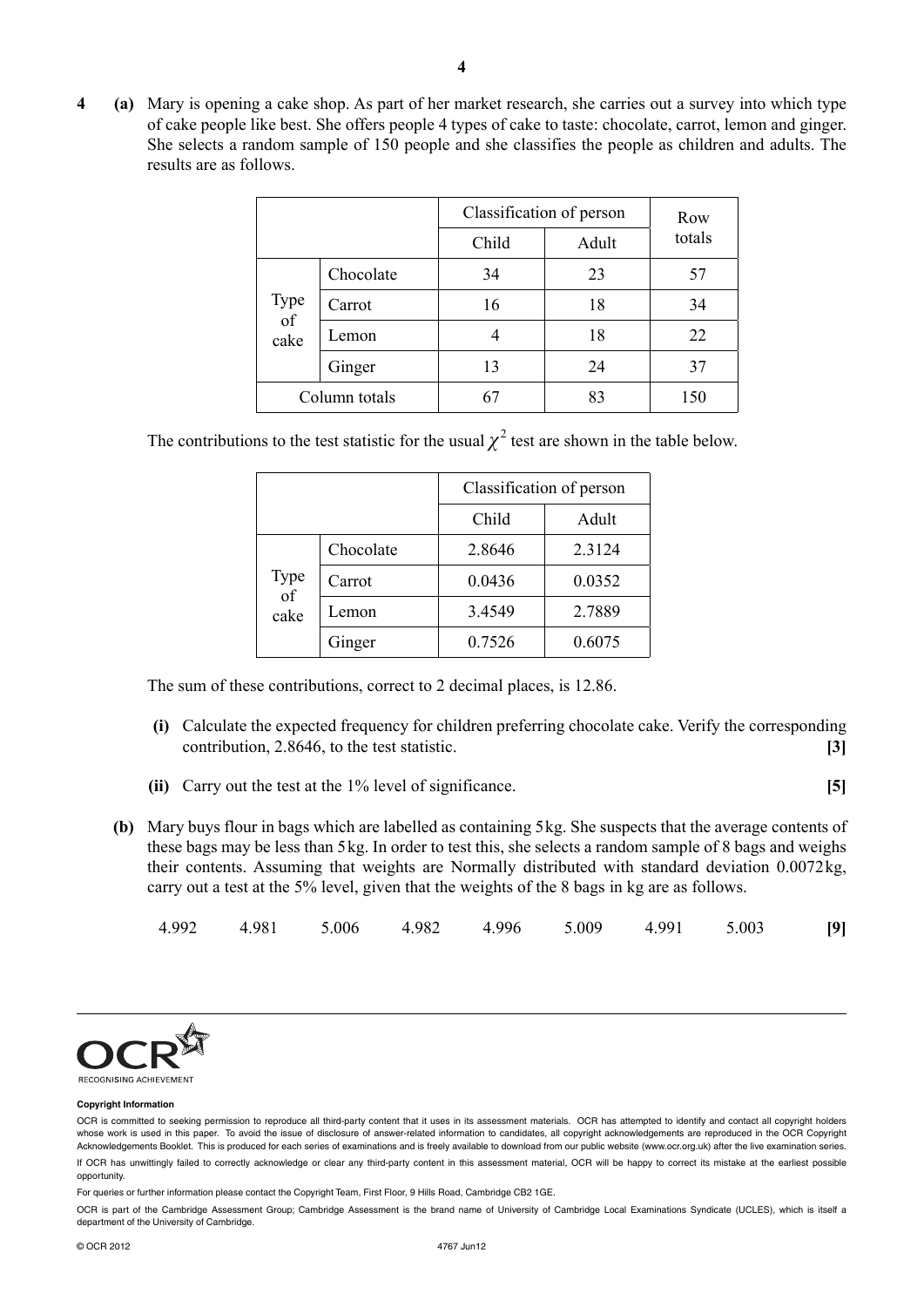**4 (a)** Mary is opening a cake shop. As part of her market research, she carries out a survey into which type of cake people like best. She offers people 4 types of cake to taste: chocolate, carrot, lemon and ginger. She selects a random sample of 150 people and she classifies the people as children and adults. The results are as follows.

| | | Classification of person | | Row totals |
|---|---|---|---|---|
| | | Child | Adult | |
| Type of cake | Chocolate | 34 | 23 | 57 |
| | Carrot | 16 | 18 | 34 |
| | Lemon | 4 | 18 | 22 |
| | Ginger | 13 | 24 | 37 |
| Column totals | | 67 | 83 | 150 |

The contributions to the test statistic for the usual $\chi^2$ test are shown in the table below.

| | | Classification of person | |
|---|---|---|---|
| | | Child | Adult |
| Type of cake | Chocolate | 2.8646 | 2.3124 |
| | Carrot | 0.0436 | 0.0352 |
| | Lemon | 3.4549 | 2.7889 |
| | Ginger | 0.7526 | 0.6075 |

The sum of these contributions, correct to 2 decimal places, is 12.86.

**(i)** Calculate the expected frequency for children preferring chocolate cake. Verify the corresponding contribution, 2.8646, to the test statistic. **[3]**

**(ii)** Carry out the test at the 1% level of significance. **[5]**

**(b)** Mary buys flour in bags which are labelled as containing 5 kg. She suspects that the average contents of these bags may be less than 5 kg. In order to test this, she selects a random sample of 8 bags and weighs their contents. Assuming that weights are Normally distributed with standard deviation 0.0072 kg, carry out a test at the 5% level, given that the weights of the 8 bags in kg are as follows.

4.992 4.981 5.006 4.982 4.996 5.009 4.991 5.003 **[9]**

**Copyright Information**

OCR is committed to seeking permission to reproduce all third-party content that it uses in its assessment materials. OCR has attempted to identify and contact all copyright holders whose work is used in this paper. To avoid the issue of disclosure of answer-related information to candidates, all copyright acknowledgements are reproduced in the OCR Copyright Acknowledgements Booklet. This is produced for each series of examinations and is freely available to download from our public website (www.ocr.org.uk) after the live examination series.

If OCR has unwittingly failed to correctly acknowledge or clear any third-party content in this assessment material, OCR will be happy to correct its mistake at the earliest possible opportunity.

For queries or further information please contact the Copyright Team, First Floor, 9 Hills Road, Cambridge CB2 1GE.

OCR is part of the Cambridge Assessment Group; Cambridge Assessment is the brand name of University of Cambridge Local Examinations Syndicate (UCLES), which is itself a department of the University of Cambridge.

© OCR 2012 4767 Jun12